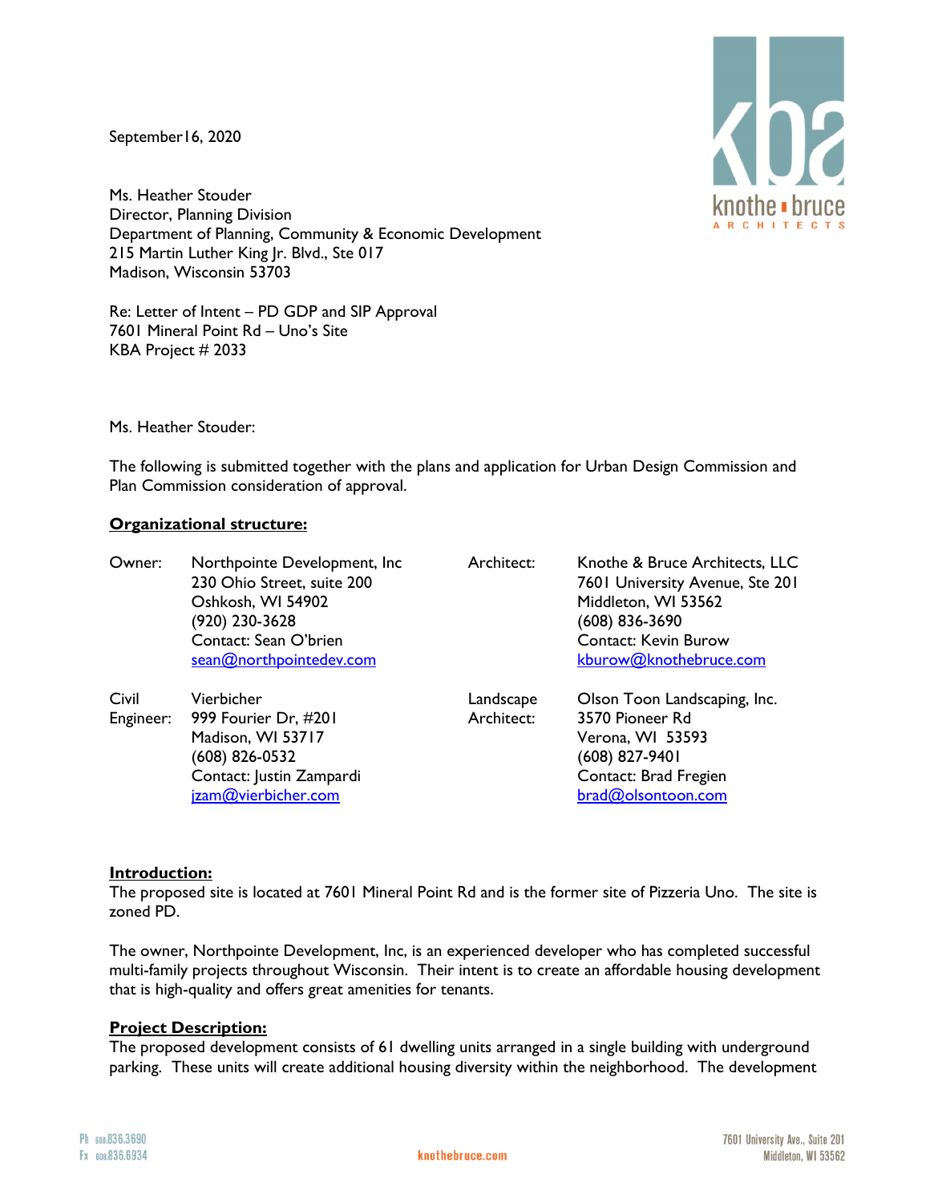September16, 2020

Ms. Heather Stouder
Director, Planning Division
Department of Planning, Community & Economic Development
215 Martin Luther King Jr. Blvd., Ste 017
Madison, Wisconsin 53703

Re: Letter of Intent – PD GDP and SIP Approval
7601 Mineral Point Rd – Uno's Site
KBA Project # 2033

Ms. Heather Stouder:

The following is submitted together with the plans and application for Urban Design Commission and Plan Commission consideration of approval.

**Organizational structure:**

| | | | |
|---|---|---|---|
| Owner: | Northpointe Development, Inc<br>230 Ohio Street, suite 200<br>Oshkosh, WI 54902<br>(920) 230-3628<br>Contact: Sean O'brien<br>sean@northpointedev.com | Architect: | Knothe & Bruce Architects, LLC<br>7601 University Avenue, Ste 201<br>Middleton, WI 53562<br>(608) 836-3690<br>Contact: Kevin Burow<br>kburow@knothebruce.com |
| Civil Engineer: | Vierbicher<br>999 Fourier Dr, #201<br>Madison, WI 53717<br>(608) 826-0532<br>Contact: Justin Zampardi<br>jzam@vierbicher.com | Landscape Architect: | Olson Toon Landscaping, Inc.<br>3570 Pioneer Rd<br>Verona, WI 53593<br>(608) 827-9401<br>Contact: Brad Fregien<br>brad@olsontoon.com |

**Introduction:**
The proposed site is located at 7601 Mineral Point Rd and is the former site of Pizzeria Uno. The site is zoned PD.

The owner, Northpointe Development, Inc, is an experienced developer who has completed successful multi-family projects throughout Wisconsin. Their intent is to create an affordable housing development that is high-quality and offers great amenities for tenants.

**Project Description:**
The proposed development consists of 61 dwelling units arranged in a single building with underground parking. These units will create additional housing diversity within the neighborhood. The development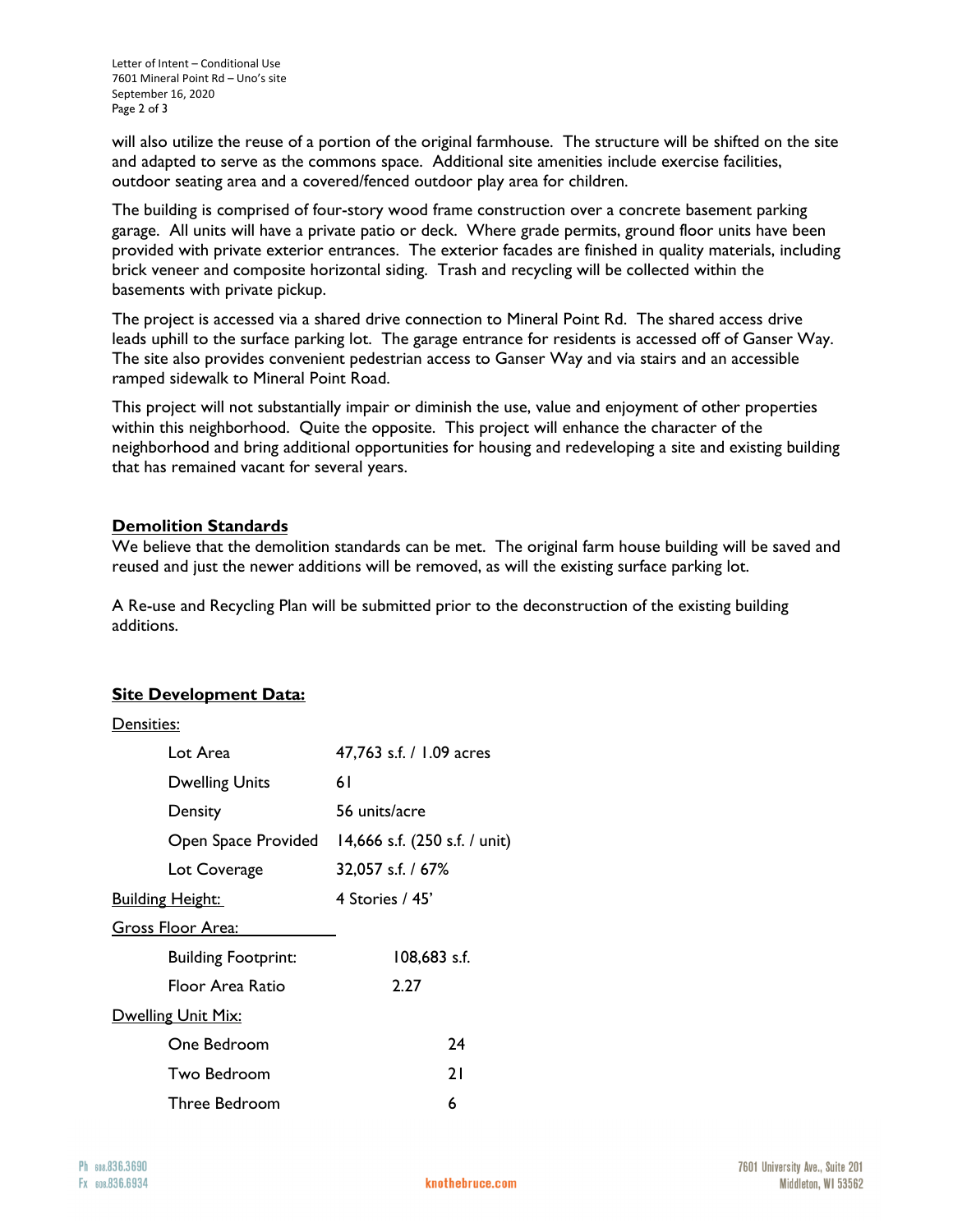will also utilize the reuse of a portion of the original farmhouse. The structure will be shifted on the site and adapted to serve as the commons space. Additional site amenities include exercise facilities, outdoor seating area and a covered/fenced outdoor play area for children.

The building is comprised of four-story wood frame construction over a concrete basement parking garage. All units will have a private patio or deck. Where grade permits, ground floor units have been provided with private exterior entrances. The exterior facades are finished in quality materials, including brick veneer and composite horizontal siding. Trash and recycling will be collected within the basements with private pickup.

The project is accessed via a shared drive connection to Mineral Point Rd. The shared access drive leads uphill to the surface parking lot. The garage entrance for residents is accessed off of Ganser Way. The site also provides convenient pedestrian access to Ganser Way and via stairs and an accessible ramped sidewalk to Mineral Point Road.

This project will not substantially impair or diminish the use, value and enjoyment of other properties within this neighborhood. Quite the opposite. This project will enhance the character of the neighborhood and bring additional opportunities for housing and redeveloping a site and existing building that has remained vacant for several years.

## Demolition Standards

We believe that the demolition standards can be met. The original farm house building will be saved and reused and just the newer additions will be removed, as will the existing surface parking lot.

A Re-use and Recycling Plan will be submitted prior to the deconstruction of the existing building additions.

## Site Development Data:

Densities:

| | |
|---|---|
| Lot Area | 47,763 s.f. / 1.09 acres |
| Dwelling Units | 61 |
| Density | 56 units/acre |
| Open Space Provided | 14,666 s.f. (250 s.f. / unit) |
| Lot Coverage | 32,057 s.f. / 67% |

Building Height: 4 Stories / 45'

Gross Floor Area:

| | |
|---|---|
| Building Footprint: | 108,683 s.f. |
| Floor Area Ratio | 2.27 |

Dwelling Unit Mix:

| | |
|---|---|
| One Bedroom | 24 |
| Two Bedroom | 21 |
| Three Bedroom | 6 |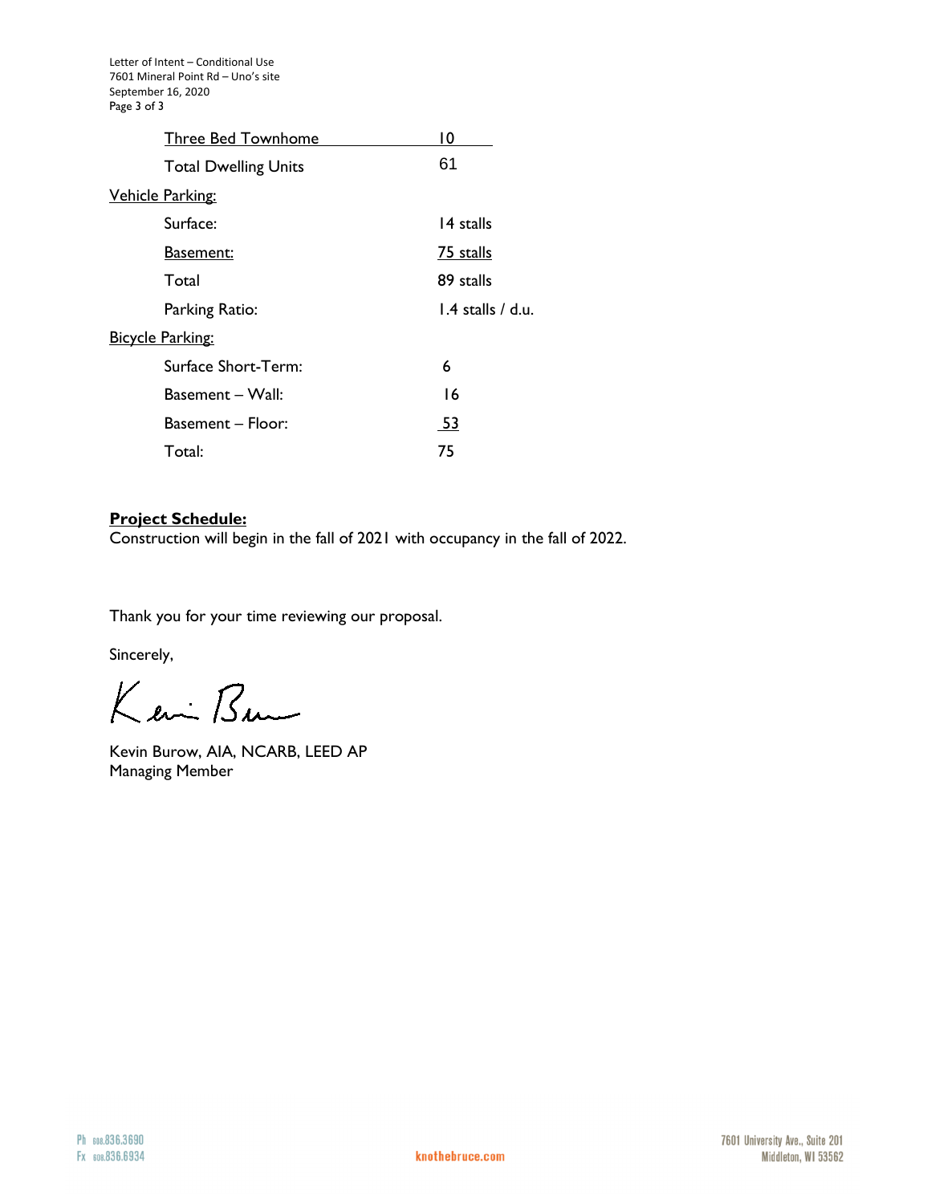| | |
|---|---|
| Three Bed Townhome | 10 |
| Total Dwelling Units | 61 |

Vehicle Parking:

| | |
|---|---|
| Surface: | 14 stalls |
| Basement: | 75 stalls |
| Total | 89 stalls |
| Parking Ratio: | 1.4 stalls / d.u. |

Bicycle Parking:

| | |
|---|---|
| Surface Short-Term: | 6 |
| Basement – Wall: | 16 |
| Basement – Floor: | 53 |
| Total: | 75 |

**Project Schedule:**
Construction will begin in the fall of 2021 with occupancy in the fall of 2022.

Thank you for your time reviewing our proposal.

Sincerely,

Kevin Burow, AIA, NCARB, LEED AP
Managing Member

Ph 608.836.3690
Fx 608.836.6934

knothebruce.com

7601 University Ave., Suite 201
Middleton, WI 53562